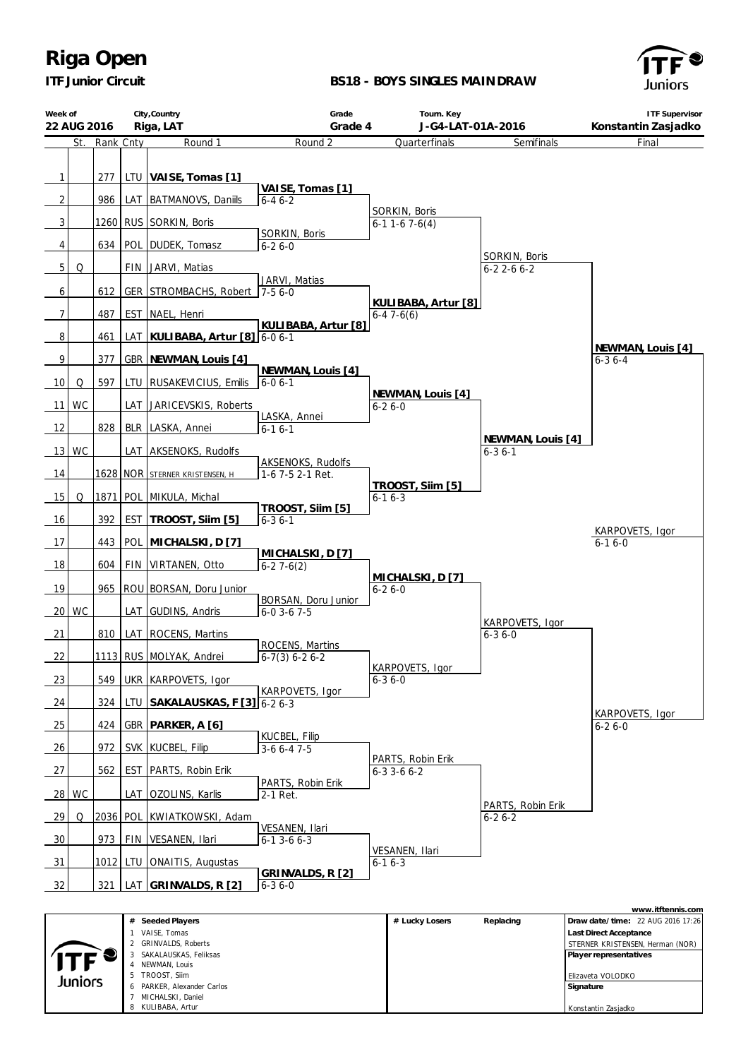# Riga Open

**ITF Junior Circuit**

**BS18 - BOYS SINGLES MAIN DRAW**

| Week of | City,Country | Grade | Tourn. Key | ITF Supervisor |
|---|---|---|---|---|
| 22 AUG 2016 | Riga, LAT | Grade 4 | J-G4-LAT-01A-2016 | Konstantin Zasjadko |

| | St. | Rank | Cnty | Round 1 | Round 2 | Quarterfinals | Semifinals | Final |
|---|---|---|---|---|---|---|---|---|
| 1 | | 277 | LTU | **VAISE, Tomas [1]** | **VAISE, Tomas [1]** 6-4 6-2 | SORKIN, Boris 6-1 1-6 7-6(4) | SORKIN, Boris 6-2 2-6 6-2 | **NEWMAN, Louis [4]** 6-3 6-4 |
| 2 | | 986 | LAT | BATMANOVS, Daniils | | | | |
| 3 | | 1260 | RUS | SORKIN, Boris | SORKIN, Boris 6-2 6-0 | | | |
| 4 | | 634 | POL | DUDEK, Tomasz | | | | |
| 5 | Q | | FIN | JARVI, Matias | JARVI, Matias 7-5 6-0 | **KULIBABA, Artur [8]** 6-4 7-6(6) | | |
| 6 | | 612 | GER | STROMBACHS, Robert | | | | |
| 7 | | 487 | EST | NAEL, Henri | **KULIBABA, Artur [8]** 6-0 6-1 | | | |
| 8 | | 461 | LAT | **KULIBABA, Artur [8]** | | | | |
| 9 | | 377 | GBR | **NEWMAN, Louis [4]** | **NEWMAN, Louis [4]** 6-0 6-1 | **NEWMAN, Louis [4]** 6-2 6-0 | **NEWMAN, Louis [4]** 6-3 6-1 | |
| 10 | Q | 597 | LTU | RUSAKEVICIUS, Emilis | | | | |
| 11 | WC | | LAT | JARICEVSKIS, Roberts | LASKA, Annei 6-1 6-1 | | | |
| 12 | | 828 | BLR | LASKA, Annei | | | | |
| 13 | WC | | LAT | AKSENOKS, Rudolfs | AKSENOKS, Rudolfs 1-6 7-5 2-1 Ret. | **TROOST, Siim [5]** 6-1 6-3 | | |
| 14 | | 1628 | NOR | STERNER KRISTENSEN, H | | | | |
| 15 | Q | 1871 | POL | MIKULA, Michal | **TROOST, Siim [5]** 6-3 6-1 | | | |
| 16 | | 392 | EST | **TROOST, Siim [5]** | | | | |
| 17 | | 443 | POL | **MICHALSKI, D [7]** | **MICHALSKI, D [7]** 6-2 7-6(2) | **MICHALSKI, D [7]** 6-2 6-0 | KARPOVETS, Igor 6-3 6-0 | KARPOVETS, Igor 6-2 6-0 |
| 18 | | 604 | FIN | VIRTANEN, Otto | | | | |
| 19 | | 965 | ROU | BORSAN, Doru Junior | BORSAN, Doru Junior 6-0 3-6 7-5 | | | |
| 20 | WC | | LAT | GUDINS, Andris | | | | |
| 21 | | 810 | LAT | ROCENS, Martins | ROCENS, Martins 6-7(3) 6-2 6-2 | KARPOVETS, Igor 6-3 6-0 | | |
| 22 | | 1113 | RUS | MOLYAK, Andrei | | | | |
| 23 | | 549 | UKR | KARPOVETS, Igor | KARPOVETS, Igor 6-2 6-3 | | | |
| 24 | | 324 | LTU | **SAKALAUSKAS, F [3]** | | | | |
| 25 | | 424 | GBR | **PARKER, A [6]** | KUCBEL, Filip 3-6 6-4 7-5 | PARTS, Robin Erik 6-3 3-6 6-2 | PARTS, Robin Erik 6-2 6-2 | |
| 26 | | 972 | SVK | KUCBEL, Filip | | | | |
| 27 | | 562 | EST | PARTS, Robin Erik | PARTS, Robin Erik 2-1 Ret. | | | |
| 28 | WC | | LAT | OZOLINS, Karlis | | | | |
| 29 | Q | 2036 | POL | KWIATKOWSKI, Adam | VESANEN, Ilari 6-1 3-6 6-3 | VESANEN, Ilari 6-1 6-3 | | |
| 30 | | 973 | FIN | VESANEN, Ilari | | | | |
| 31 | | 1012 | LTU | ONAITIS, Augustas | **GRINVALDS, R [2]** 6-3 6-0 | | | |
| 32 | | 321 | LAT | **GRINVALDS, R [2]** | | | | |

**Champion:** KARPOVETS, Igor 6-1 6-0

| # | Seeded Players |
|---|---|
| 1 | VAISE, Tomas |
| 2 | GRINVALDS, Roberts |
| 3 | SAKALAUSKAS, Feliksas |
| 4 | NEWMAN, Louis |
| 5 | TROOST, Siim |
| 6 | PARKER, Alexander Carlos |
| 7 | MICHALSKI, Daniel |
| 8 | KULIBABA, Artur |

| # Lucky Losers | Replacing |
|---|---|
| | |

www.itftennis.com

**Draw date/time:** 22 AUG 2016 17:26

**Last Direct Acceptance**
STERNER KRISTENSEN, Herman (NOR)

**Player representatives**
Elizaveta VOLODKO

**Signature**
Konstantin Zasjadko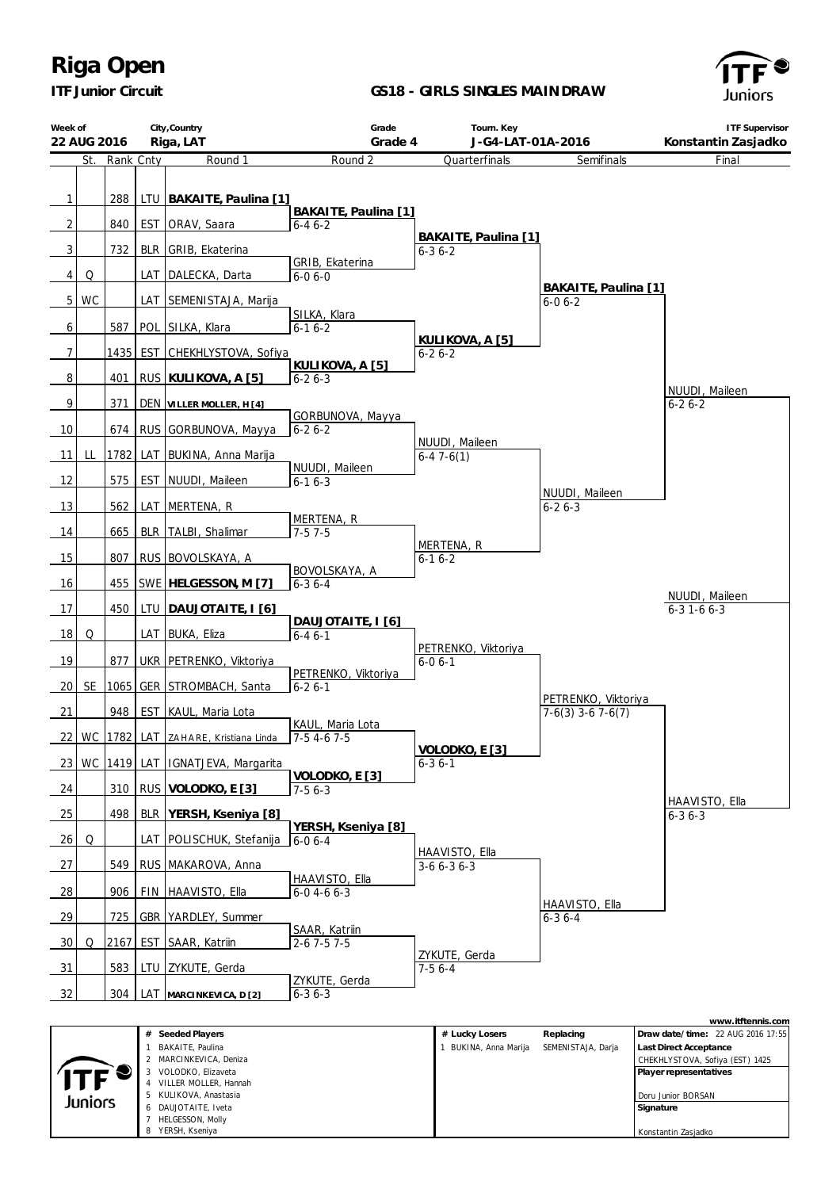# Riga Open

**ITF Junior Circuit**

**GS18 - GIRLS SINGLES MAINDRAW**

| Week of | City,Country | Grade | Tourn. Key | ITF Supervisor |
|---|---|---|---|---|
| 22 AUG 2016 | Riga, LAT | Grade 4 | J-G4-LAT-01A-2016 | Konstantin Zasjadko |

| # | St. | Rank | Cnty | Round 1 | Round 2 | Quarterfinals | Semifinals | Final |
|---|---|---|---|---|---|---|---|---|
| 1 | | 288 | LTU | **BAKAITE, Paulina [1]** | | | | |
| | | | | | **BAKAITE, Paulina [1]** 6-4 6-2 | | | |
| 2 | | 840 | EST | ORAV, Saara | | | | |
| | | | | | | **BAKAITE, Paulina [1]** 6-3 6-2 | | |
| 3 | | 732 | BLR | GRIB, Ekaterina | | | | |
| | | | | | GRIB, Ekaterina 6-0 6-0 | | | |
| 4 | Q | | LAT | DALECKA, Darta | | | | |
| | | | | | | | **BAKAITE, Paulina [1]** 6-0 6-2 | |
| 5 | WC | | LAT | SEMENISTAJA, Marija | | | | |
| | | | | | SILKA, Klara 6-1 6-2 | | | |
| 6 | | 587 | POL | SILKA, Klara | | | | |
| | | | | | | **KULIKOVA, A [5]** 6-2 6-2 | | |
| 7 | | 1435 | EST | CHEKHLYSTOVA, Sofiya | | | | |
| | | | | | **KULIKOVA, A [5]** 6-2 6-3 | | | |
| 8 | | 401 | RUS | **KULIKOVA, A [5]** | | | | |
| | | | | | | | | NUUDI, Maileen 6-2 6-2 |
| 9 | | 371 | DEN | **VILLER MOLLER, H [4]** | | | | |
| | | | | | GORBUNOVA, Mayya 6-2 6-2 | | | |
| 10 | | 674 | RUS | GORBUNOVA, Mayya | | | | |
| | | | | | | NUUDI, Maileen 6-4 7-6(1) | | |
| 11 | LL | 1782 | LAT | BUKINA, Anna Marija | | | | |
| | | | | | NUUDI, Maileen 6-1 6-3 | | | |
| 12 | | 575 | EST | NUUDI, Maileen | | | | |
| | | | | | | | NUUDI, Maileen 6-2 6-3 | |
| 13 | | 562 | LAT | MERTENA, R | | | | |
| | | | | | MERTENA, R 7-5 7-5 | | | |
| 14 | | 665 | BLR | TALBI, Shalimar | | | | |
| | | | | | | MERTENA, R 6-1 6-2 | | |
| 15 | | 807 | RUS | BOVOLSKAYA, A | | | | |
| | | | | | BOVOLSKAYA, A 6-3 6-4 | | | |
| 16 | | 455 | SWE | **HELGESSON, M [7]** | | | | |
| | | | | | | | | NUUDI, Maileen 6-3 1-6 6-3 |
| 17 | | 450 | LTU | **DAUJOTAITE, I [6]** | | | | |
| | | | | | **DAUJOTAITE, I [6]** 6-4 6-1 | | | |
| 18 | Q | | LAT | BUKA, Eliza | | | | |
| | | | | | | PETRENKO, Viktoriya 6-0 6-1 | | |
| 19 | | 877 | UKR | PETRENKO, Viktoriya | | | | |
| | | | | | PETRENKO, Viktoriya 6-2 6-1 | | | |
| 20 | SE | 1065 | GER | STROMBACH, Santa | | | | |
| | | | | | | | PETRENKO, Viktoriya 7-6(3) 3-6 7-6(7) | |
| 21 | | 948 | EST | KAUL, Maria Lota | | | | |
| | | | | | KAUL, Maria Lota 7-5 4-6 7-5 | | | |
| 22 | WC | 1782 | LAT | ZAHARE, Kristiana Linda | | | | |
| | | | | | | **VOLODKO, E [3]** 6-3 6-1 | | |
| 23 | WC | 1419 | LAT | IGNATJEVA, Margarita | | | | |
| | | | | | **VOLODKO, E [3]** 7-5 6-3 | | | |
| 24 | | 310 | RUS | **VOLODKO, E [3]** | | | | |
| | | | | | | | | HAAVISTO, Ella 6-3 6-3 |
| 25 | | 498 | BLR | **YERSH, Kseniya [8]** | | | | |
| | | | | | **YERSH, Kseniya [8]** 6-0 6-4 | | | |
| 26 | Q | | LAT | POLISCHUK, Stefanija | | | | |
| | | | | | | HAAVISTO, Ella 3-6 6-3 6-3 | | |
| 27 | | 549 | RUS | MAKAROVA, Anna | | | | |
| | | | | | HAAVISTO, Ella 6-0 4-6 6-3 | | | |
| 28 | | 906 | FIN | HAAVISTO, Ella | | | | |
| | | | | | | | HAAVISTO, Ella 6-3 6-4 | |
| 29 | | 725 | GBR | YARDLEY, Summer | | | | |
| | | | | | SAAR, Katriin 2-6 7-5 7-5 | | | |
| 30 | Q | 2167 | EST | SAAR, Katriin | | | | |
| | | | | | | ZYKUTE, Gerda 7-5 6-4 | | |
| 31 | | 583 | LTU | ZYKUTE, Gerda | | | | |
| | | | | | ZYKUTE, Gerda 6-3 6-3 | | | |
| 32 | | 304 | LAT | **MARCINKEVICA, D [2]** | | | | |

| # | Seeded Players |
|---|---|
| 1 | BAKAITE, Paulina |
| 2 | MARCINKEVICA, Deniza |
| 3 | VOLODKO, Elizaveta |
| 4 | VILLER MOLLER, Hannah |
| 5 | KULIKOVA, Anastasia |
| 6 | DAUJOTAITE, Iveta |
| 7 | HELGESSON, Molly |
| 8 | YERSH, Kseniya |

| # | Lucky Losers | Replacing |
|---|---|---|
| 1 | BUKINA, Anna Marija | SEMENISTAJA, Darja |

www.itftennis.com

**Draw date/time:** 22 AUG 2016 17:55

**Last Direct Acceptance**
CHEKHLYSTOVA, Sofiya (EST) 1425

**Player representatives**
Doru Junior BORSAN

**Signature**
Konstantin Zasjadko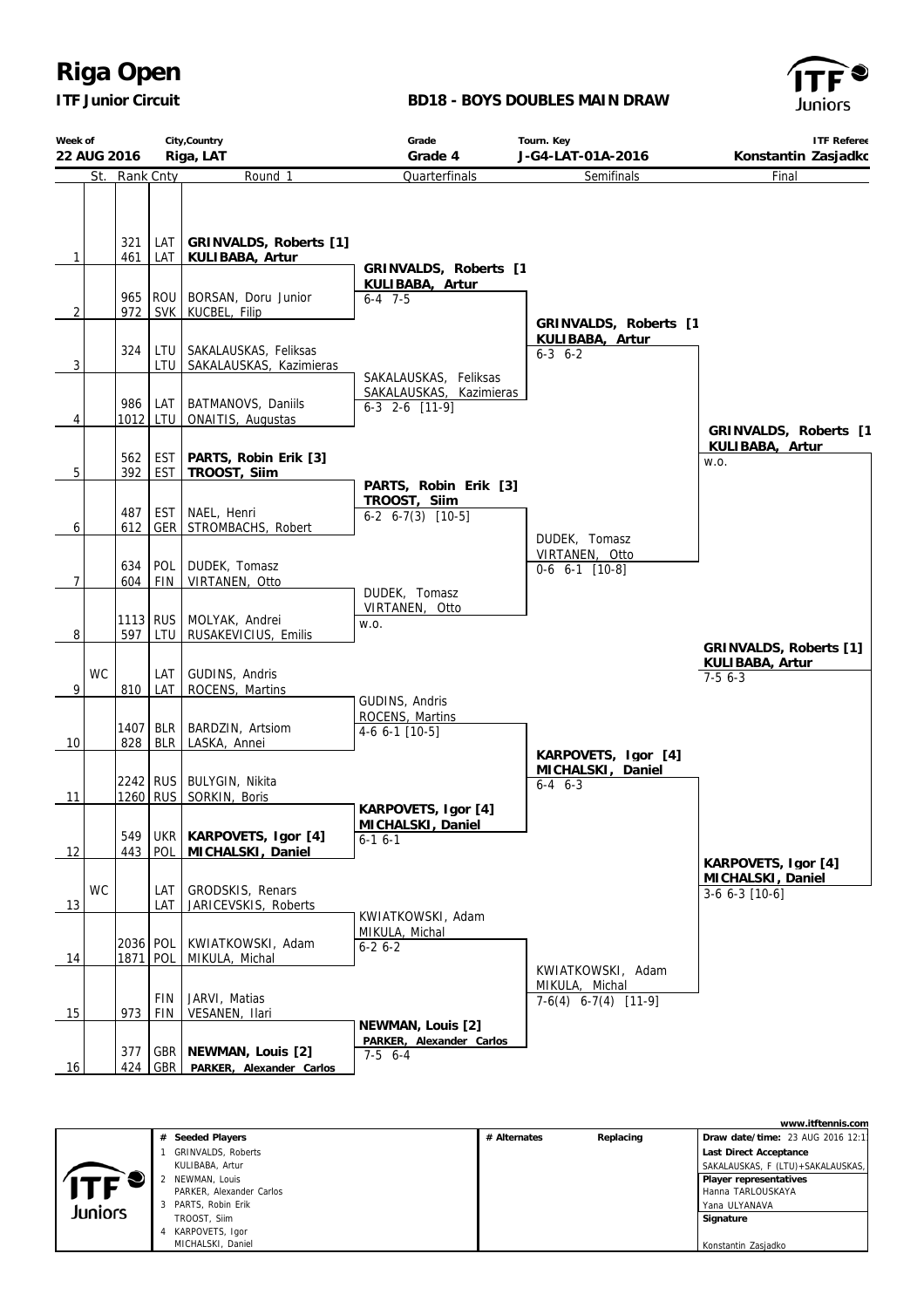# Riga Open

**ITF Junior Circuit**

**BD18 - BOYS DOUBLES MAIN DRAW**

| Week of | City,Country | Grade | Tourn. Key | ITF Referee |
|---|---|---|---|---|
| 22 AUG 2016 | Riga, LAT | Grade 4 | J-G4-LAT-01A-2016 | Konstantin Zasjadko |

| | St. | Rank | Cnty | Round 1 | Quarterfinals | Semifinals | Final |
|---|---|---|---|---|---|---|---|
| 1 | | 321 / 461 | LAT / LAT | **GRINVALDS, Roberts [1]** / **KULIBABA, Artur** | **GRINVALDS, Roberts [1** / **KULIBABA, Artur** 6-4 7-5 | **GRINVALDS, Roberts [1** / **KULIBABA, Artur** 6-3 6-2 | **GRINVALDS, Roberts [1** / **KULIBABA, Artur** w.o. |
| 2 | | 965 / 972 | ROU / SVK | BORSAN, Doru Junior / KUCBEL, Filip | | | |
| 3 | | 324 | LTU / LTU | SAKALAUSKAS, Feliksas / SAKALAUSKAS, Kazimieras | SAKALAUSKAS, Feliksas / SAKALAUSKAS, Kazimieras 6-3 2-6 [11-9] | | |
| 4 | | 986 / 1012 | LAT / LTU | BATMANOVS, Daniils / ONAITIS, Augustas | | | |
| 5 | | 562 / 392 | EST / EST | **PARTS, Robin Erik [3]** / **TROOST, Siim** | **PARTS, Robin Erik [3]** / **TROOST, Siim** 6-2 6-7(3) [10-5] | DUDEK, Tomasz / VIRTANEN, Otto 0-6 6-1 [10-8] | |
| 6 | | 487 / 612 | EST / GER | NAEL, Henri / STROMBACHS, Robert | | | |
| 7 | | 634 / 604 | POL / FIN | DUDEK, Tomasz / VIRTANEN, Otto | DUDEK, Tomasz / VIRTANEN, Otto w.o. | | |
| 8 | | 1113 / 597 | RUS / LTU | MOLYAK, Andrei / RUSAKEVICIUS, Emilis | | | **GRINVALDS, Roberts [1]** / **KULIBABA, Artur** 7-5 6-3 |
| 9 | WC | 810 | LAT / LAT | GUDINS, Andris / ROCENS, Martins | GUDINS, Andris / ROCENS, Martins 4-6 6-1 [10-5] | **KARPOVETS, Igor [4]** / **MICHALSKI, Daniel** 6-4 6-3 | **KARPOVETS, Igor [4]** / **MICHALSKI, Daniel** 3-6 6-3 [10-6] |
| 10 | | 1407 / 828 | BLR / BLR | BARDZIN, Artsiom / LASKA, Annei | | | |
| 11 | | 2242 / 1260 | RUS / RUS | BULYGIN, Nikita / SORKIN, Boris | **KARPOVETS, Igor [4]** / **MICHALSKI, Daniel** 6-1 6-1 | | |
| 12 | | 549 / 443 | UKR / POL | **KARPOVETS, Igor [4]** / **MICHALSKI, Daniel** | | | |
| 13 | WC | | LAT / LAT | GRODSKIS, Renars / JARICEVSKIS, Roberts | KWIATKOWSKI, Adam / MIKULA, Michal 6-2 6-2 | KWIATKOWSKI, Adam / MIKULA, Michal 7-6(4) 6-7(4) [11-9] | |
| 14 | | 2036 / 1871 | POL / POL | KWIATKOWSKI, Adam / MIKULA, Michal | | | |
| 15 | | 973 | FIN / FIN | JARVI, Matias / VESANEN, Ilari | **NEWMAN, Louis [2]** / **PARKER, Alexander Carlos** 7-5 6-4 | | |
| 16 | | 377 / 424 | GBR / GBR | **NEWMAN, Louis [2]** / **PARKER, Alexander Carlos** | | | |

| # | Seeded Players | # Alternates | Replacing |
|---|---|---|---|
| 1 | GRINVALDS, Roberts / KULIBABA, Artur | | |
| 2 | NEWMAN, Louis / PARKER, Alexander Carlos | | |
| 3 | PARTS, Robin Erik / TROOST, Siim | | |
| 4 | KARPOVETS, Igor / MICHALSKI, Daniel | | |

www.itftennis.com

**Draw date/time:** 23 AUG 2016 12:1

**Last Direct Acceptance**
SAKALAUSKAS, F (LTU)+SAKALAUSKAS,

**Player representatives**
Hanna TARLOUSKAYA
Yana ULYANAVA

**Signature**

Konstantin Zasjadko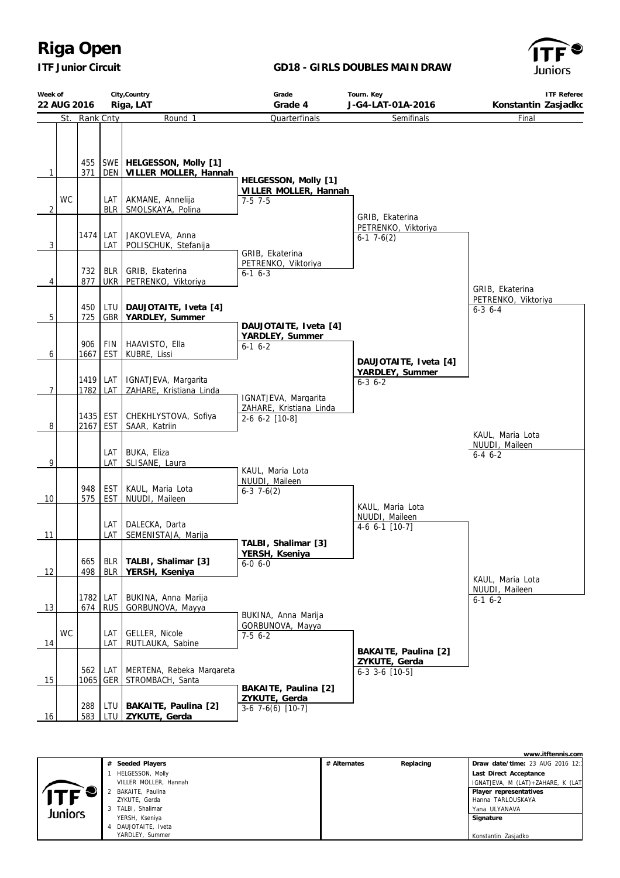# Riga Open

**ITF Junior Circuit**

**GD18 - GIRLS DOUBLES MAIN DRAW**

| Week of | City,Country | Grade | Tourn. Key | ITF Referee |
|---|---|---|---|---|
| 22 AUG 2016 | Riga, LAT | Grade 4 | J-G4-LAT-01A-2016 | Konstantin Zasjadko |

| | St. | Rank | Cnty | Round 1 | Quarterfinals | Semifinals | Final |
|---|---|---|---|---|---|---|---|
| 1 | | 455 | SWE | **HELGESSON, Molly [1]** | | | |
| | | 371 | DEN | **VILLER MOLLER, Hannah** | **HELGESSON, Molly [1]** / **VILLER MOLLER, Hannah** 7-5 7-5 | | |
| 2 | WC | | LAT | AKMANE, Annelija | | | |
| | | | BLR | SMOLSKAYA, Polina | | GRIB, Ekaterina / PETRENKO, Viktoriya 6-1 7-6(2) | |
| 3 | | 1474 | LAT | JAKOVLEVA, Anna | | | |
| | | | LAT | POLISCHUK, Stefanija | GRIB, Ekaterina / PETRENKO, Viktoriya 6-1 6-3 | | |
| 4 | | 732 | BLR | GRIB, Ekaterina | | | |
| | | 877 | UKR | PETRENKO, Viktoriya | | | GRIB, Ekaterina / PETRENKO, Viktoriya 6-3 6-4 |
| 5 | | 450 | LTU | **DAUJOTAITE, Iveta [4]** | | | |
| | | 725 | GBR | **YARDLEY, Summer** | **DAUJOTAITE, Iveta [4]** / **YARDLEY, Summer** 6-1 6-2 | | |
| 6 | | 906 | FIN | HAAVISTO, Ella | | | |
| | | 1667 | EST | KUBRE, Lissi | | **DAUJOTAITE, Iveta [4]** / **YARDLEY, Summer** 6-3 6-2 | |
| 7 | | 1419 | LAT | IGNATJEVA, Margarita | | | |
| | | 1782 | LAT | ZAHARE, Kristiana Linda | IGNATJEVA, Margarita / ZAHARE, Kristiana Linda 2-6 6-2 [10-8] | | |
| 8 | | 1435 | EST | CHEKHLYSTOVA, Sofiya | | | |
| | | 2167 | EST | SAAR, Katriin | | | KAUL, Maria Lota / NUUDI, Maileen 6-4 6-2 |
| 9 | | | LAT | BUKA, Eliza | | | |
| | | | LAT | SLISANE, Laura | KAUL, Maria Lota / NUUDI, Maileen 6-3 7-6(2) | | |
| 10 | | 948 | EST | KAUL, Maria Lota | | | |
| | | 575 | EST | NUUDI, Maileen | | KAUL, Maria Lota / NUUDI, Maileen 4-6 6-1 [10-7] | |
| 11 | | | LAT | DALECKA, Darta | | | |
| | | | LAT | SEMENISTAJA, Marija | **TALBI, Shalimar [3]** / **YERSH, Kseniya** 6-0 6-0 | | |
| 12 | | 665 | BLR | **TALBI, Shalimar [3]** | | | |
| | | 498 | BLR | **YERSH, Kseniya** | | | KAUL, Maria Lota / NUUDI, Maileen 6-1 6-2 |
| 13 | | 1782 | LAT | BUKINA, Anna Marija | | | |
| | | 674 | RUS | GORBUNOVA, Mayya | BUKINA, Anna Marija / GORBUNOVA, Mayya 7-5 6-2 | | |
| 14 | WC | | LAT | GELLER, Nicole | | | |
| | | | LAT | RUTLAUKA, Sabine | | **BAKAITE, Paulina [2]** / **ZYKUTE, Gerda** 6-3 3-6 [10-5] | |
| 15 | | 562 | LAT | MERTENA, Rebeka Margareta | | | |
| | | 1065 | GER | STROMBACH, Santa | **BAKAITE, Paulina [2]** / **ZYKUTE, Gerda** 3-6 7-6(6) [10-7] | | |
| 16 | | 288 | LTU | **BAKAITE, Paulina [2]** | | | |
| | | 583 | LTU | **ZYKUTE, Gerda** | | | |

www.itftennis.com

| # | Seeded Players | # Alternates | Replacing | |
|---|---|---|---|---|
| 1 | HELGESSON, Molly / VILLER MOLLER, Hannah | | | **Draw date/time:** 23 AUG 2016 12: |
| 2 | BAKAITE, Paulina / ZYKUTE, Gerda | | | **Last Direct Acceptance:** IGNATJEVA, M (LAT)+ZAHARE, K (LAT |
| 3 | TALBI, Shalimar / YERSH, Kseniya | | | **Player representatives:** Hanna TARLOUSKAYA, Yana ULYANAVA |
| 4 | DAUJOTAITE, Iveta / YARDLEY, Summer | | | **Signature:** Konstantin Zasjadko |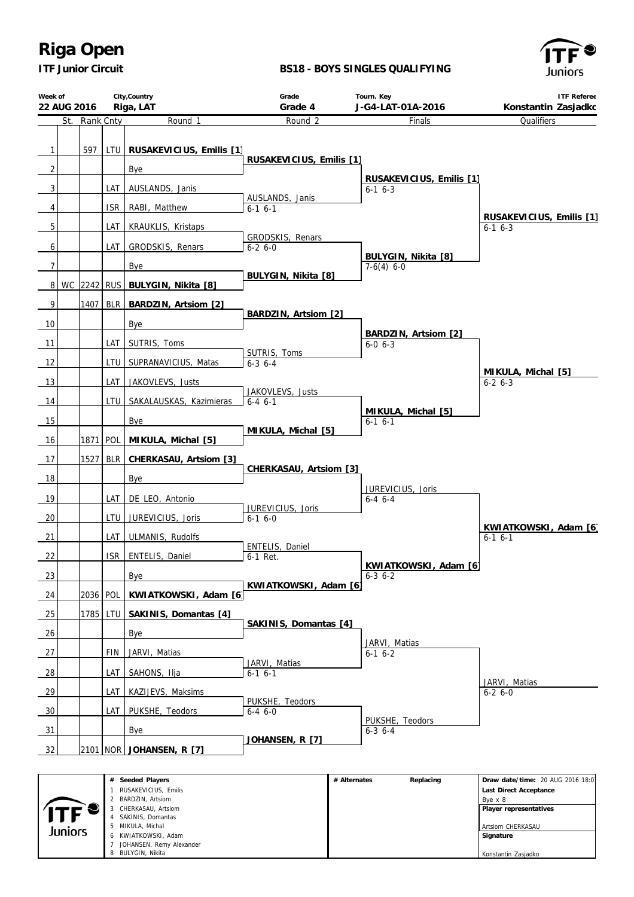# Riga Open

**ITF Junior Circuit**

**BS18 - BOYS SINGLES QUALIFYING**

| Week of | City,Country | Grade | Tourn. Key | ITF Referee |
|---|---|---|---|---|
| 22 AUG 2016 | Riga, LAT | Grade 4 | J-G4-LAT-01A-2016 | Konstantin Zasjadko |

| # | St. | Rank | Cnty | Round 1 | Round 2 | Finals | Qualifiers |
|---|---|---|---|---|---|---|---|
| 1 | | 597 | LTU | **RUSAKEVICIUS, Emilis [1]** | **RUSAKEVICIUS, Emilis [1]** | **RUSAKEVICIUS, Emilis [1]** 6-1 6-3 | **RUSAKEVICIUS, Emilis [1]** 6-1 6-3 |
| 2 | | | | Bye | | | |
| 3 | | | LAT | AUSLANDS, Janis | AUSLANDS, Janis 6-1 6-1 | | |
| 4 | | | ISR | RABI, Matthew | | | |
| 5 | | | LAT | KRAUKLIS, Kristaps | GRODSKIS, Renars 6-2 6-0 | **BULYGIN, Nikita [8]** 7-6(4) 6-0 | |
| 6 | | | LAT | GRODSKIS, Renars | | | |
| 7 | | | | Bye | **BULYGIN, Nikita [8]** | | |
| 8 | WC | 2242 | RUS | **BULYGIN, Nikita [8]** | | | |
| 9 | | 1407 | BLR | **BARDZIN, Artsiom [2]** | **BARDZIN, Artsiom [2]** | **BARDZIN, Artsiom [2]** 6-0 6-3 | **MIKULA, Michal [5]** 6-2 6-3 |
| 10 | | | | Bye | | | |
| 11 | | | LAT | SUTRIS, Toms | SUTRIS, Toms 6-3 6-4 | | |
| 12 | | | LTU | SUPRANAVICIUS, Matas | | | |
| 13 | | | LAT | JAKOVLEVS, Justs | JAKOVLEVS, Justs 6-4 6-1 | **MIKULA, Michal [5]** 6-1 6-1 | |
| 14 | | | LTU | SAKALAUSKAS, Kazimieras | | | |
| 15 | | | | Bye | **MIKULA, Michal [5]** | | |
| 16 | | 1871 | POL | **MIKULA, Michal [5]** | | | |
| 17 | | 1527 | BLR | **CHERKASAU, Artsiom [3]** | **CHERKASAU, Artsiom [3]** | JUREVICIUS, Joris 6-4 6-4 | **KWIATKOWSKI, Adam [6]** 6-1 6-1 |
| 18 | | | | Bye | | | |
| 19 | | | LAT | DE LEO, Antonio | JUREVICIUS, Joris 6-1 6-0 | | |
| 20 | | | LTU | JUREVICIUS, Joris | | | |
| 21 | | | LAT | ULMANIS, Rudolfs | ENTELIS, Daniel 6-1 Ret. | **KWIATKOWSKI, Adam [6]** 6-3 6-2 | |
| 22 | | | ISR | ENTELIS, Daniel | | | |
| 23 | | | | Bye | **KWIATKOWSKI, Adam [6]** | | |
| 24 | | 2036 | POL | **KWIATKOWSKI, Adam [6]** | | | |
| 25 | | 1785 | LTU | **SAKINIS, Domantas [4]** | **SAKINIS, Domantas [4]** | JARVI, Matias 6-1 6-2 | JARVI, Matias 6-2 6-0 |
| 26 | | | | Bye | | | |
| 27 | | | FIN | JARVI, Matias | JARVI, Matias 6-1 6-1 | | |
| 28 | | | LAT | SAHONS, Ilja | | | |
| 29 | | | LAT | KAZIJEVS, Maksims | PUKSHE, Teodors 6-4 6-0 | PUKSHE, Teodors 6-3 6-4 | |
| 30 | | | LAT | PUKSHE, Teodors | | | |
| 31 | | | | Bye | **JOHANSEN, R [7]** | | |
| 32 | | 2101 | NOR | **JOHANSEN, R [7]** | | | |

| # | Seeded Players | # Alternates | Replacing | |
|---|---|---|---|---|
| 1 | RUSAKEVICIUS, Emilis | | | **Draw date/time:** 20 AUG 2016 18:0 |
| 2 | BARDZIN, Artsiom | | | **Last Direct Acceptance** |
| 3 | CHERKASAU, Artsiom | | | Bye x 8 |
| 4 | SAKINIS, Domantas | | | **Player representatives** |
| 5 | MIKULA, Michal | | | Artsiom CHERKASAU |
| 6 | KWIATKOWSKI, Adam | | | **Signature** |
| 7 | JOHANSEN, Remy Alexander | | | |
| 8 | BULYGIN, Nikita | | | Konstantin Zasjadko |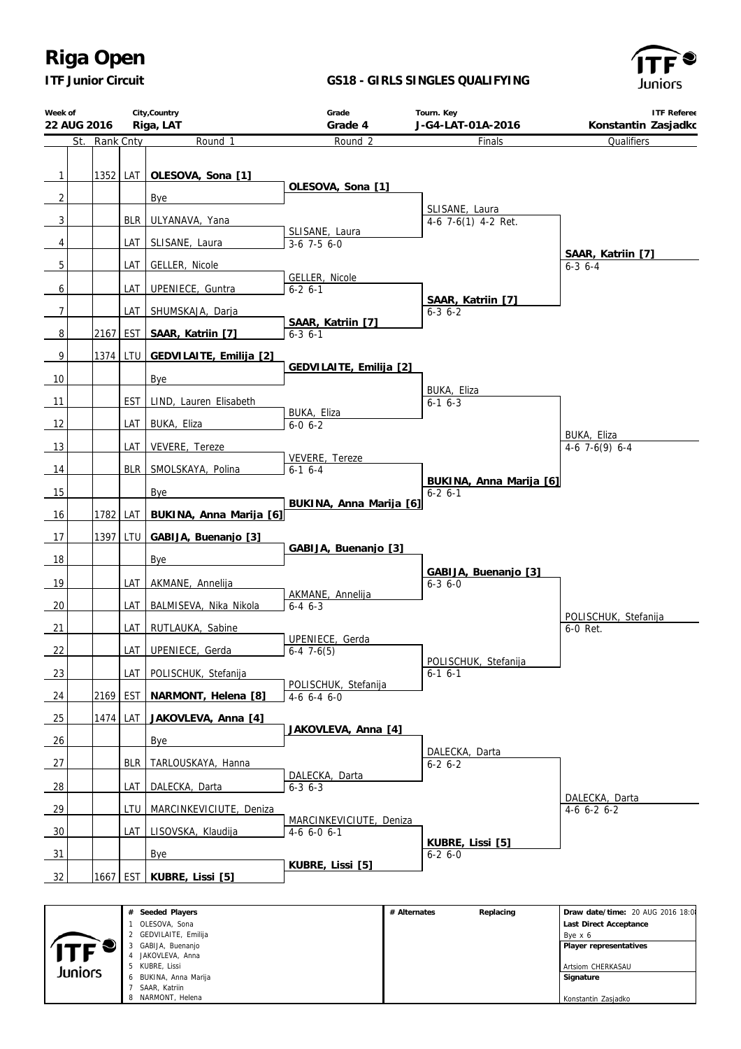# Riga Open

**ITF Junior Circuit**

**GS18 - GIRLS SINGLES QUALIFYING**

| Week of | City,Country | Grade | Tourn. Key | ITF Referee |
|---|---|---|---|---|
| 22 AUG 2016 | Riga, LAT | Grade 4 | J-G4-LAT-01A-2016 | Konstantin Zasjadko |

| | St. | Rank | Cnty | Round 1 | Round 2 | Finals | Qualifiers |
|---|---|---|---|---|---|---|---|
| 1 | | 1352 | LAT | **OLESOVA, Sona [1]** | **OLESOVA, Sona [1]** | | |
| 2 | | | | Bye | | SLISANE, Laura 4-6 7-6(1) 4-2 Ret. | |
| 3 | | | BLR | ULYANAVA, Yana | SLISANE, Laura 3-6 7-5 6-0 | | |
| 4 | | | LAT | SLISANE, Laura | | | **SAAR, Katriin [7]** 6-3 6-4 |
| 5 | | | LAT | GELLER, Nicole | GELLER, Nicole 6-2 6-1 | | |
| 6 | | | LAT | UPENIECE, Guntra | | **SAAR, Katriin [7]** 6-3 6-2 | |
| 7 | | | LAT | SHUMSKAJA, Darja | **SAAR, Katriin [7]** 6-3 6-1 | | |
| 8 | | 2167 | EST | **SAAR, Katriin [7]** | | | |
| 9 | | 1374 | LTU | **GEDVILAITE, Emilija [2]** | **GEDVILAITE, Emilija [2]** | | |
| 10 | | | | Bye | | BUKA, Eliza 6-1 6-3 | |
| 11 | | | EST | LIND, Lauren Elisabeth | BUKA, Eliza 6-0 6-2 | | |
| 12 | | | LAT | BUKA, Eliza | | | BUKA, Eliza 4-6 7-6(9) 6-4 |
| 13 | | | LAT | VEVERE, Tereze | VEVERE, Tereze 6-1 6-4 | | |
| 14 | | | BLR | SMOLSKAYA, Polina | | **BUKINA, Anna Marija [6]** 6-2 6-1 | |
| 15 | | | | Bye | **BUKINA, Anna Marija [6]** | | |
| 16 | | 1782 | LAT | **BUKINA, Anna Marija [6]** | | | |
| 17 | | 1397 | LTU | **GABIJA, Buenanjo [3]** | **GABIJA, Buenanjo [3]** | | |
| 18 | | | | Bye | | **GABIJA, Buenanjo [3]** 6-3 6-0 | |
| 19 | | | LAT | AKMANE, Annelija | AKMANE, Annelija 6-4 6-3 | | |
| 20 | | | LAT | BALMISEVA, Nika Nikola | | | POLISCHUK, Stefanija 6-0 Ret. |
| 21 | | | LAT | RUTLAUKA, Sabine | UPENIECE, Gerda 6-4 7-6(5) | | |
| 22 | | | LAT | UPENIECE, Gerda | | POLISCHUK, Stefanija 6-1 6-1 | |
| 23 | | | LAT | POLISCHUK, Stefanija | POLISCHUK, Stefanija 4-6 6-4 6-0 | | |
| 24 | | 2169 | EST | **NARMONT, Helena [8]** | | | |
| 25 | | 1474 | LAT | **JAKOVLEVA, Anna [4]** | **JAKOVLEVA, Anna [4]** | | |
| 26 | | | | Bye | | DALECKA, Darta 6-2 6-2 | |
| 27 | | | BLR | TARLOUSKAYA, Hanna | DALECKA, Darta 6-3 6-3 | | |
| 28 | | | LAT | DALECKA, Darta | | | DALECKA, Darta 4-6 6-2 6-2 |
| 29 | | | LTU | MARCINKEVICIUTE, Deniza | MARCINKEVICIUTE, Deniza 4-6 6-0 6-1 | | |
| 30 | | | LAT | LISOVSKA, Klaudija | | **KUBRE, Lissi [5]** 6-2 6-0 | |
| 31 | | | | Bye | **KUBRE, Lissi [5]** | | |
| 32 | | 1667 | EST | **KUBRE, Lissi [5]** | | | |

| # | Seeded Players |
|---|---|
| 1 | OLESOVA, Sona |
| 2 | GEDVILAITE, Emilija |
| 3 | GABIJA, Buenanjo |
| 4 | JAKOVLEVA, Anna |
| 5 | KUBRE, Lissi |
| 6 | BUKINA, Anna Marija |
| 7 | SAAR, Katriin |
| 8 | NARMONT, Helena |

# Alternates | Replacing

**Draw date/time:** 20 AUG 2016 18:0

**Last Direct Acceptance**

Bye x 6

**Player representatives**

Artsiom CHERKASAU

**Signature**

Konstantin Zasjadko